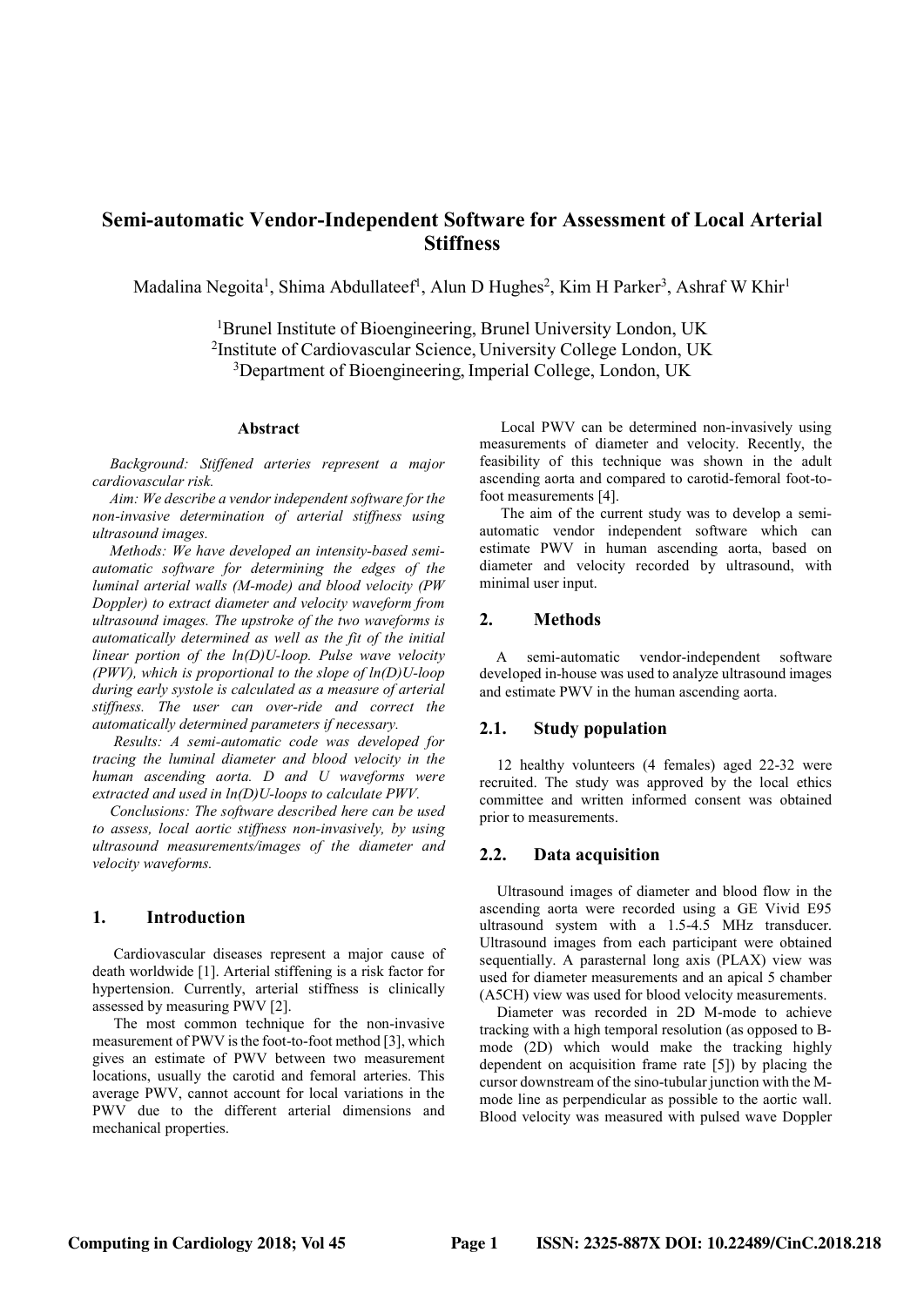# Semi-automatic Vendor-Independent Software for Assessment of Local Arterial Stiffness

Madalina Negoita[1], Shima Abdullateef[1], Alun D Hughes[2], Kim H Parker[3], Ashraf W Khir[1]

[1]Brunel Institute of Bioengineering, Brunel University London, UK
[2]Institute of Cardiovascular Science, University College London, UK
[3]Department of Bioengineering, Imperial College, London, UK

### Abstract

*Background: Stiffened arteries represent a major cardiovascular risk.*

*Aim: We describe a vendor independent software for the non-invasive determination of arterial stiffness using ultrasound images.*

*Methods: We have developed an intensity-based semi-automatic software for determining the edges of the luminal arterial walls (M-mode) and blood velocity (PW Doppler) to extract diameter and velocity waveform from ultrasound images. The upstroke of the two waveforms is automatically determined as well as the fit of the initial linear portion of the ln(D)U-loop. Pulse wave velocity (PWV), which is proportional to the slope of ln(D)U-loop during early systole is calculated as a measure of arterial stiffness. The user can over-ride and correct the automatically determined parameters if necessary.*

*Results: A semi-automatic code was developed for tracing the luminal diameter and blood velocity in the human ascending aorta. D and U waveforms were extracted and used in ln(D)U-loops to calculate PWV.*

*Conclusions: The software described here can be used to assess, local aortic stiffness non-invasively, by using ultrasound measurements/images of the diameter and velocity waveforms.*

## 1. Introduction

Cardiovascular diseases represent a major cause of death worldwide [1]. Arterial stiffening is a risk factor for hypertension. Currently, arterial stiffness is clinically assessed by measuring PWV [2].

The most common technique for the non-invasive measurement of PWV is the foot-to-foot method [3], which gives an estimate of PWV between two measurement locations, usually the carotid and femoral arteries. This average PWV, cannot account for local variations in the PWV due to the different arterial dimensions and mechanical properties.

Local PWV can be determined non-invasively using measurements of diameter and velocity. Recently, the feasibility of this technique was shown in the adult ascending aorta and compared to carotid-femoral foot-to-foot measurements [4].

The aim of the current study was to develop a semi-automatic vendor independent software which can estimate PWV in human ascending aorta, based on diameter and velocity recorded by ultrasound, with minimal user input.

## 2. Methods

A semi-automatic vendor-independent software developed in-house was used to analyze ultrasound images and estimate PWV in the human ascending aorta.

### 2.1. Study population

12 healthy volunteers (4 females) aged 22-32 were recruited. The study was approved by the local ethics committee and written informed consent was obtained prior to measurements.

### 2.2. Data acquisition

Ultrasound images of diameter and blood flow in the ascending aorta were recorded using a GE Vivid E95 ultrasound system with a 1.5-4.5 MHz transducer. Ultrasound images from each participant were obtained sequentially. A parasternal long axis (PLAX) view was used for diameter measurements and an apical 5 chamber (A5CH) view was used for blood velocity measurements.

Diameter was recorded in 2D M-mode to achieve tracking with a high temporal resolution (as opposed to B-mode (2D) which would make the tracking highly dependent on acquisition frame rate [5]) by placing the cursor downstream of the sino-tubular junction with the M-mode line as perpendicular as possible to the aortic wall. Blood velocity was measured with pulsed wave Doppler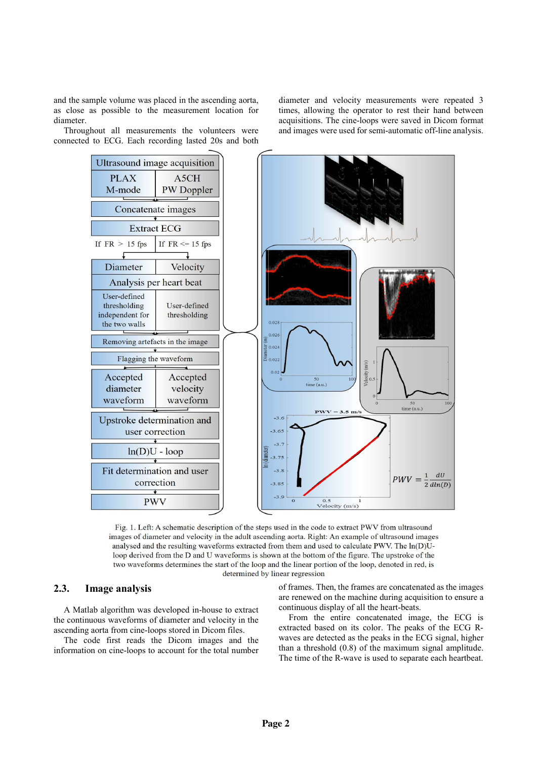and the sample volume was placed in the ascending aorta, as close as possible to the measurement location for diameter.

Throughout all measurements the volunteers were connected to ECG. Each recording lasted 20s and both diameter and velocity measurements were repeated 3 times, allowing the operator to rest their hand between acquisitions. The cine-loops were saved in Dicom format and images were used for semi-automatic off-line analysis.

Fig. 1. Left: A schematic description of the steps used in the code to extract PWV from ultrasound images of diameter and velocity in the adult ascending aorta. Right: An example of ultrasound images analysed and the resulting waveforms extracted from them and used to calculate PWV. The ln(D)U-loop derived from the D and U waveforms is shown at the bottom of the figure. The upstroke of the two waveforms determines the start of the loop and the linear portion of the loop, denoted in red, is determined by linear regression

## 2.3. Image analysis

A Matlab algorithm was developed in-house to extract the continuous waveforms of diameter and velocity in the ascending aorta from cine-loops stored in Dicom files.

The code first reads the Dicom images and the information on cine-loops to account for the total number of frames. Then, the frames are concatenated as the images are renewed on the machine during acquisition to ensure a continuous display of all the heart-beats.

From the entire concatenated image, the ECG is extracted based on its color. The peaks of the ECG R-waves are detected as the peaks in the ECG signal, higher than a threshold (0.8) of the maximum signal amplitude. The time of the R-wave is used to separate each heartbeat.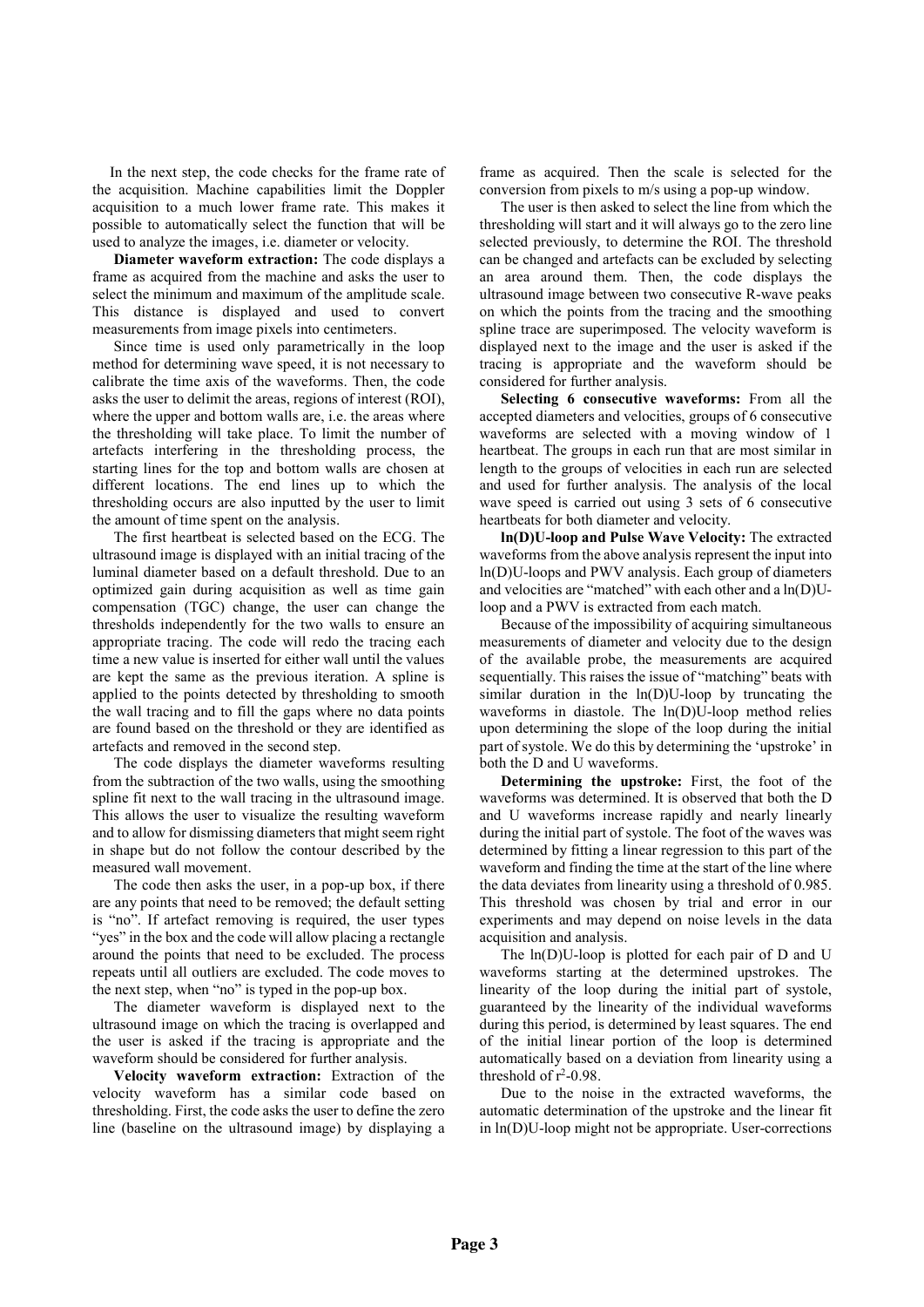In the next step, the code checks for the frame rate of the acquisition. Machine capabilities limit the Doppler acquisition to a much lower frame rate. This makes it possible to automatically select the function that will be used to analyze the images, i.e. diameter or velocity.

**Diameter waveform extraction:** The code displays a frame as acquired from the machine and asks the user to select the minimum and maximum of the amplitude scale. This distance is displayed and used to convert measurements from image pixels into centimeters.

Since time is used only parametrically in the loop method for determining wave speed, it is not necessary to calibrate the time axis of the waveforms. Then, the code asks the user to delimit the areas, regions of interest (ROI), where the upper and bottom walls are, i.e. the areas where the thresholding will take place. To limit the number of artefacts interfering in the thresholding process, the starting lines for the top and bottom walls are chosen at different locations. The end lines up to which the thresholding occurs are also inputted by the user to limit the amount of time spent on the analysis.

The first heartbeat is selected based on the ECG. The ultrasound image is displayed with an initial tracing of the luminal diameter based on a default threshold. Due to an optimized gain during acquisition as well as time gain compensation (TGC) change, the user can change the thresholds independently for the two walls to ensure an appropriate tracing. The code will redo the tracing each time a new value is inserted for either wall until the values are kept the same as the previous iteration. A spline is applied to the points detected by thresholding to smooth the wall tracing and to fill the gaps where no data points are found based on the threshold or they are identified as artefacts and removed in the second step.

The code displays the diameter waveforms resulting from the subtraction of the two walls, using the smoothing spline fit next to the wall tracing in the ultrasound image. This allows the user to visualize the resulting waveform and to allow for dismissing diameters that might seem right in shape but do not follow the contour described by the measured wall movement.

The code then asks the user, in a pop-up box, if there are any points that need to be removed; the default setting is "no". If artefact removing is required, the user types "yes" in the box and the code will allow placing a rectangle around the points that need to be excluded. The process repeats until all outliers are excluded. The code moves to the next step, when "no" is typed in the pop-up box.

The diameter waveform is displayed next to the ultrasound image on which the tracing is overlapped and the user is asked if the tracing is appropriate and the waveform should be considered for further analysis.

**Velocity waveform extraction:** Extraction of the velocity waveform has a similar code based on thresholding. First, the code asks the user to define the zero line (baseline on the ultrasound image) by displaying a frame as acquired. Then the scale is selected for the conversion from pixels to m/s using a pop-up window.

The user is then asked to select the line from which the thresholding will start and it will always go to the zero line selected previously, to determine the ROI. The threshold can be changed and artefacts can be excluded by selecting an area around them. Then, the code displays the ultrasound image between two consecutive R-wave peaks on which the points from the tracing and the smoothing spline trace are superimposed. The velocity waveform is displayed next to the image and the user is asked if the tracing is appropriate and the waveform should be considered for further analysis.

**Selecting 6 consecutive waveforms:** From all the accepted diameters and velocities, groups of 6 consecutive waveforms are selected with a moving window of 1 heartbeat. The groups in each run that are most similar in length to the groups of velocities in each run are selected and used for further analysis. The analysis of the local wave speed is carried out using 3 sets of 6 consecutive heartbeats for both diameter and velocity.

**ln(D)U-loop and Pulse Wave Velocity:** The extracted waveforms from the above analysis represent the input into ln(D)U-loops and PWV analysis. Each group of diameters and velocities are "matched" with each other and a ln(D)U-loop and a PWV is extracted from each match.

Because of the impossibility of acquiring simultaneous measurements of diameter and velocity due to the design of the available probe, the measurements are acquired sequentially. This raises the issue of "matching" beats with similar duration in the ln(D)U-loop by truncating the waveforms in diastole. The ln(D)U-loop method relies upon determining the slope of the loop during the initial part of systole. We do this by determining the 'upstroke' in both the D and U waveforms.

**Determining the upstroke:** First, the foot of the waveforms was determined. It is observed that both the D and U waveforms increase rapidly and nearly linearly during the initial part of systole. The foot of the waves was determined by fitting a linear regression to this part of the waveform and finding the time at the start of the line where the data deviates from linearity using a threshold of 0.985. This threshold was chosen by trial and error in our experiments and may depend on noise levels in the data acquisition and analysis.

The ln(D)U-loop is plotted for each pair of D and U waveforms starting at the determined upstrokes. The linearity of the loop during the initial part of systole, guaranteed by the linearity of the individual waveforms during this period, is determined by least squares. The end of the initial linear portion of the loop is determined automatically based on a deviation from linearity using a threshold of $r^2$-0.98.

Due to the noise in the extracted waveforms, the automatic determination of the upstroke and the linear fit in ln(D)U-loop might not be appropriate. User-corrections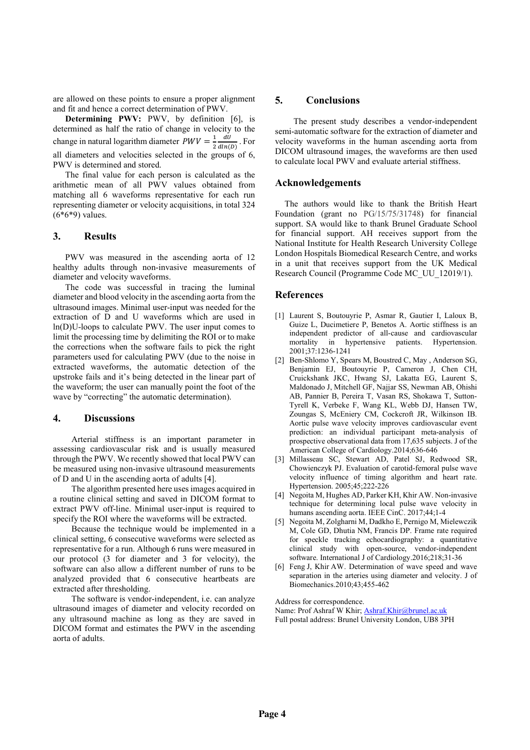are allowed on these points to ensure a proper alignment and fit and hence a correct determination of PWV.

**Determining PWV:** PWV, by definition [6], is determined as half the ratio of change in velocity to the change in natural logarithm diameter $PWV = \frac{1}{2}\frac{dU}{dln(D)}$. For all diameters and velocities selected in the groups of 6, PWV is determined and stored.

The final value for each person is calculated as the arithmetic mean of all PWV values obtained from matching all 6 waveforms representative for each run representing diameter or velocity acquisitions, in total 324 (6*6*9) values.

## 3. Results

PWV was measured in the ascending aorta of 12 healthy adults through non-invasive measurements of diameter and velocity waveforms.

The code was successful in tracing the luminal diameter and blood velocity in the ascending aorta from the ultrasound images. Minimal user-input was needed for the extraction of D and U waveforms which are used in ln(D)U-loops to calculate PWV. The user input comes to limit the processing time by delimiting the ROI or to make the corrections when the software fails to pick the right parameters used for calculating PWV (due to the noise in extracted waveforms, the automatic detection of the upstroke fails and it's being detected in the linear part of the waveform; the user can manually point the foot of the wave by "correcting" the automatic determination).

## 4. Discussions

Arterial stiffness is an important parameter in assessing cardiovascular risk and is usually measured through the PWV. We recently showed that local PWV can be measured using non-invasive ultrasound measurements of D and U in the ascending aorta of adults [4].

The algorithm presented here uses images acquired in a routine clinical setting and saved in DICOM format to extract PWV off-line. Minimal user-input is required to specify the ROI where the waveforms will be extracted.

Because the technique would be implemented in a clinical setting, 6 consecutive waveforms were selected as representative for a run. Although 6 runs were measured in our protocol (3 for diameter and 3 for velocity), the software can also allow a different number of runs to be analyzed provided that 6 consecutive heartbeats are extracted after thresholding.

The software is vendor-independent, i.e. can analyze ultrasound images of diameter and velocity recorded on any ultrasound machine as long as they are saved in DICOM format and estimates the PWV in the ascending aorta of adults.

## 5. Conclusions

The present study describes a vendor-independent semi-automatic software for the extraction of diameter and velocity waveforms in the human ascending aorta from DICOM ultrasound images, the waveforms are then used to calculate local PWV and evaluate arterial stiffness.

## Acknowledgements

The authors would like to thank the British Heart Foundation (grant no PG/15/75/31748) for financial support. SA would like to thank Brunel Graduate School for financial support. AH receives support from the National Institute for Health Research University College London Hospitals Biomedical Research Centre, and works in a unit that receives support from the UK Medical Research Council (Programme Code MC_UU_12019/1).

## References

[1] Laurent S, Boutouyrie P, Asmar R, Gautier I, Laloux B, Guize L, Ducimetiere P, Benetos A. Aortic stiffness is an independent predictor of all-cause and cardiovascular mortality in hypertensive patients. Hypertension. 2001;37:1236-1241

[2] Ben-Shlomo Y, Spears M, Boustred C, May , Anderson SG, Benjamin EJ, Boutouyrie P, Cameron J, Chen CH, Cruickshank JKC, Hwang SJ, Lakatta EG, Laurent S, Maldonado J, Mitchell GF, Najjar SS, Newman AB, Ohishi AB, Pannier B, Pereira T, Vasan RS, Shokawa T, Sutton-Tyrell K, Verbeke F, Wang KL, Webb DJ, Hansen TW, Zoungas S, McEniery CM, Cockcroft JR, Wilkinson IB. Aortic pulse wave velocity improves cardiovascular event prediction: an individual participant meta-analysis of prospective observational data from 17,635 subjects. J of the American College of Cardiology.2014;636-646

[3] Millasseau SC, Stewart AD, Patel SJ, Redwood SR, Chowienczyk PJ. Evaluation of carotid-femoral pulse wave velocity influence of timing algorithm and heart rate. Hypertension. 2005;45;222-226

[4] Negoita M, Hughes AD, Parker KH, Khir AW. Non-invasive technique for determining local pulse wave velocity in humans ascending aorta. IEEE CinC. 2017;44;1-4

[5] Negoita M, Zolgharni M, Dadkho E, Pernigo M, Mielewczik M, Cole GD, Dhutia NM, Francis DP. Frame rate required for speckle tracking echocardiography: a quantitative clinical study with open-source, vendor-independent software. International J of Cardiology.2016;218;31-36

[6] Feng J, Khir AW. Determination of wave speed and wave separation in the arteries using diameter and velocity. J of Biomechanics.2010;43;455-462

Address for correspondence.
Name: Prof Ashraf W Khir; Ashraf.Khir@brunel.ac.uk
Full postal address: Brunel University London, UB8 3PH